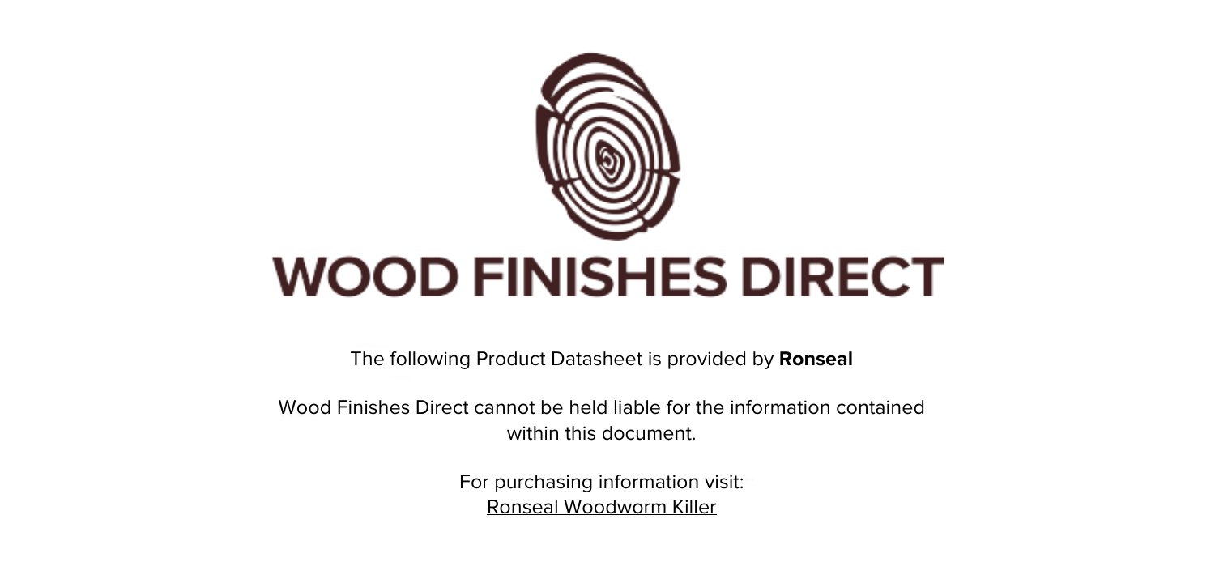# WOOD FINISHES DIRECT

The following Product Datasheet is provided by **Ronseal**

Wood Finishes Direct cannot be held liable for the information contained within this document.

For purchasing information visit:
Ronseal Woodworm Killer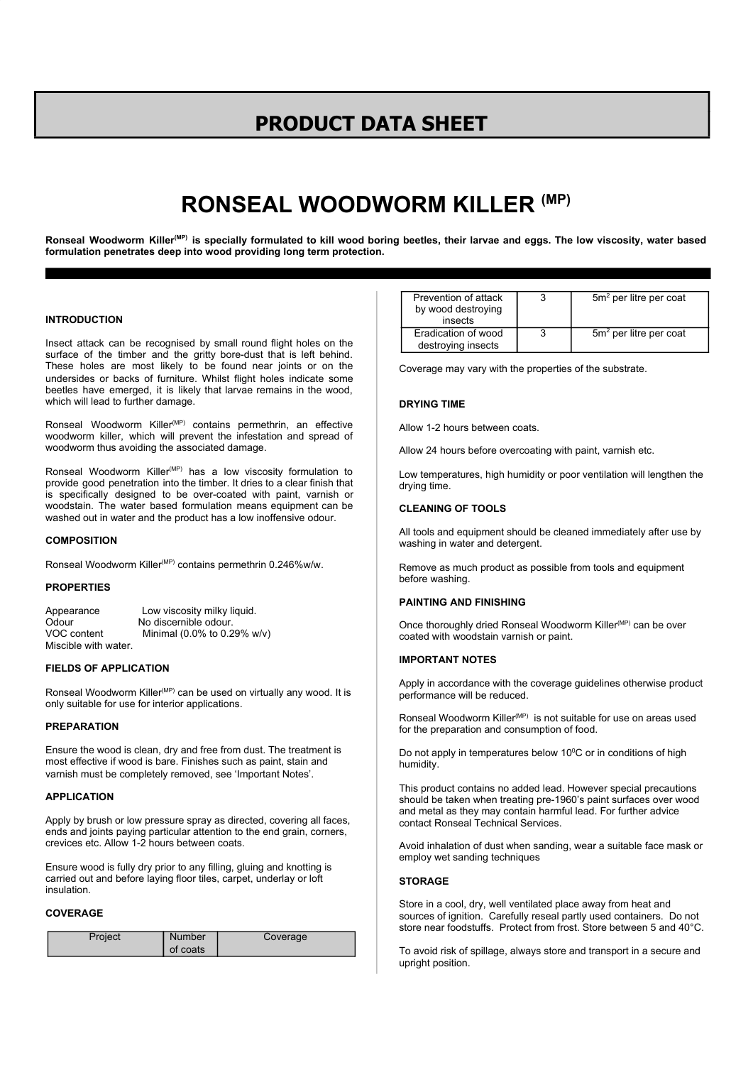# PRODUCT DATA SHEET

# RONSEAL WOODWORM KILLER (MP)

**Ronseal Woodworm Killer(MP) is specially formulated to kill wood boring beetles, their larvae and eggs. The low viscosity, water based formulation penetrates deep into wood providing long term protection.**

### INTRODUCTION

Insect attack can be recognised by small round flight holes on the surface of the timber and the gritty bore-dust that is left behind. These holes are most likely to be found near joints or on the undersides or backs of furniture. Whilst flight holes indicate some beetles have emerged, it is likely that larvae remains in the wood, which will lead to further damage.

Ronseal Woodworm Killer(MP) contains permethrin, an effective woodworm killer, which will prevent the infestation and spread of woodworm thus avoiding the associated damage.

Ronseal Woodworm Killer(MP) has a low viscosity formulation to provide good penetration into the timber. It dries to a clear finish that is specifically designed to be over-coated with paint, varnish or woodstain. The water based formulation means equipment can be washed out in water and the product has a low inoffensive odour.

### COMPOSITION

Ronseal Woodworm Killer(MP) contains permethrin 0.246%w/w.

### PROPERTIES

Appearance Low viscosity milky liquid.
Odour No discernible odour.
VOC content Minimal (0.0% to 0.29% w/v)
Miscible with water.

### FIELDS OF APPLICATION

Ronseal Woodworm Killer(MP) can be used on virtually any wood. It is only suitable for use for interior applications.

### PREPARATION

Ensure the wood is clean, dry and free from dust. The treatment is most effective if wood is bare. Finishes such as paint, stain and varnish must be completely removed, see 'Important Notes'.

### APPLICATION

Apply by brush or low pressure spray as directed, covering all faces, ends and joints paying particular attention to the end grain, corners, crevices etc. Allow 1-2 hours between coats.

Ensure wood is fully dry prior to any filling, gluing and knotting is carried out and before laying floor tiles, carpet, underlay or loft insulation.

### COVERAGE

| Project | Number of coats | Coverage |
|---|---|---|
| Prevention of attack by wood destroying insects | 3 | 5m$^2$ per litre per coat |
| Eradication of wood destroying insects | 3 | 5m$^2$ per litre per coat |

Coverage may vary with the properties of the substrate.

### DRYING TIME

Allow 1-2 hours between coats.

Allow 24 hours before overcoating with paint, varnish etc.

Low temperatures, high humidity or poor ventilation will lengthen the drying time.

### CLEANING OF TOOLS

All tools and equipment should be cleaned immediately after use by washing in water and detergent.

Remove as much product as possible from tools and equipment before washing.

### PAINTING AND FINISHING

Once thoroughly dried Ronseal Woodworm Killer(MP) can be over coated with woodstain varnish or paint.

### IMPORTANT NOTES

Apply in accordance with the coverage guidelines otherwise product performance will be reduced.

Ronseal Woodworm Killer(MP) is not suitable for use on areas used for the preparation and consumption of food.

Do not apply in temperatures below 10$^0$C or in conditions of high humidity.

This product contains no added lead. However special precautions should be taken when treating pre-1960's paint surfaces over wood and metal as they may contain harmful lead. For further advice contact Ronseal Technical Services.

Avoid inhalation of dust when sanding, wear a suitable face mask or employ wet sanding techniques

### STORAGE

Store in a cool, dry, well ventilated place away from heat and sources of ignition. Carefully reseal partly used containers. Do not store near foodstuffs. Protect from frost. Store between 5 and 40°C.

To avoid risk of spillage, always store and transport in a secure and upright position.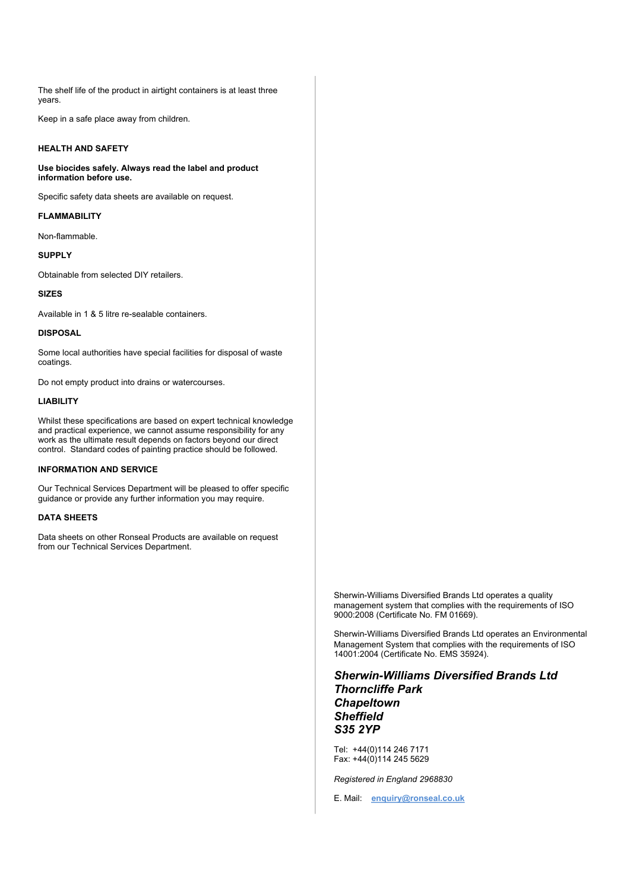The shelf life of the product in airtight containers is at least three years.

Keep in a safe place away from children.

## HEALTH AND SAFETY

**Use biocides safely. Always read the label and product information before use.**

Specific safety data sheets are available on request.

## FLAMMABILITY

Non-flammable.

## SUPPLY

Obtainable from selected DIY retailers.

## SIZES

Available in 1 & 5 litre re-sealable containers.

## DISPOSAL

Some local authorities have special facilities for disposal of waste coatings.

Do not empty product into drains or watercourses.

## LIABILITY

Whilst these specifications are based on expert technical knowledge and practical experience, we cannot assume responsibility for any work as the ultimate result depends on factors beyond our direct control. Standard codes of painting practice should be followed.

## INFORMATION AND SERVICE

Our Technical Services Department will be pleased to offer specific guidance or provide any further information you may require.

## DATA SHEETS

Data sheets on other Ronseal Products are available on request from our Technical Services Department.

Sherwin-Williams Diversified Brands Ltd operates a quality management system that complies with the requirements of ISO 9000:2008 (Certificate No. FM 01669).

Sherwin-Williams Diversified Brands Ltd operates an Environmental Management System that complies with the requirements of ISO 14001:2004 (Certificate No. EMS 35924).

***Sherwin-Williams Diversified Brands Ltd***
***Thorncliffe Park***
***Chapeltown***
***Sheffield***
***S35 2YP***

Tel: +44(0)114 246 7171
Fax: +44(0)114 245 5629

*Registered in England 2968830*

E. Mail: **enquiry@ronseal.co.uk**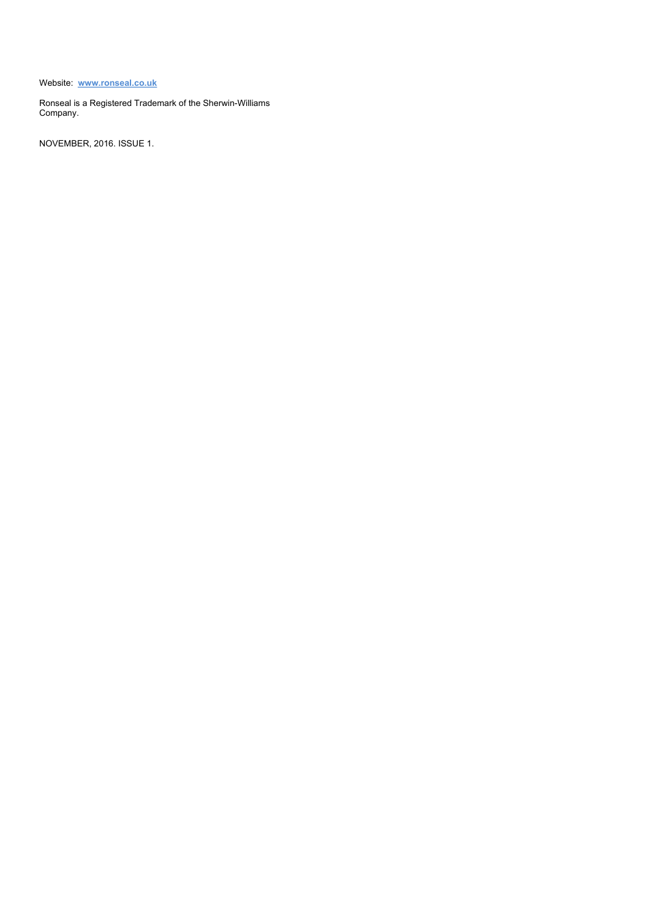Website: **www.ronseal.co.uk**

Ronseal is a Registered Trademark of the Sherwin-Williams Company.

NOVEMBER, 2016. ISSUE 1.